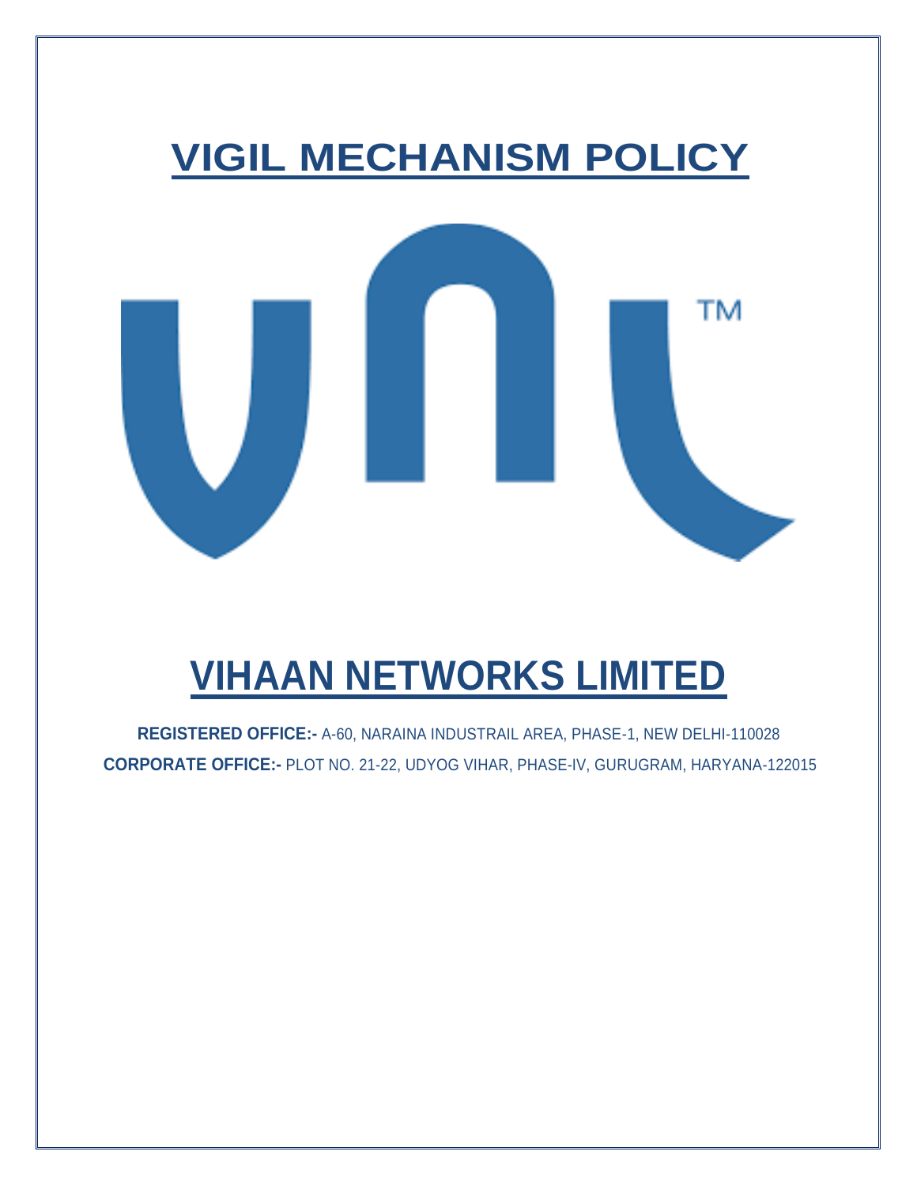# VIGIL MECHANISM POLICY

# VIHAAN NETWORKS LIMITED

**REGISTERED OFFICE:-** A-60, NARAINA INDUSTRAIL AREA, PHASE-1, NEW DELHI-110028

**CORPORATE OFFICE:-** PLOT NO. 21-22, UDYOG VIHAR, PHASE-IV, GURUGRAM, HARYANA-122015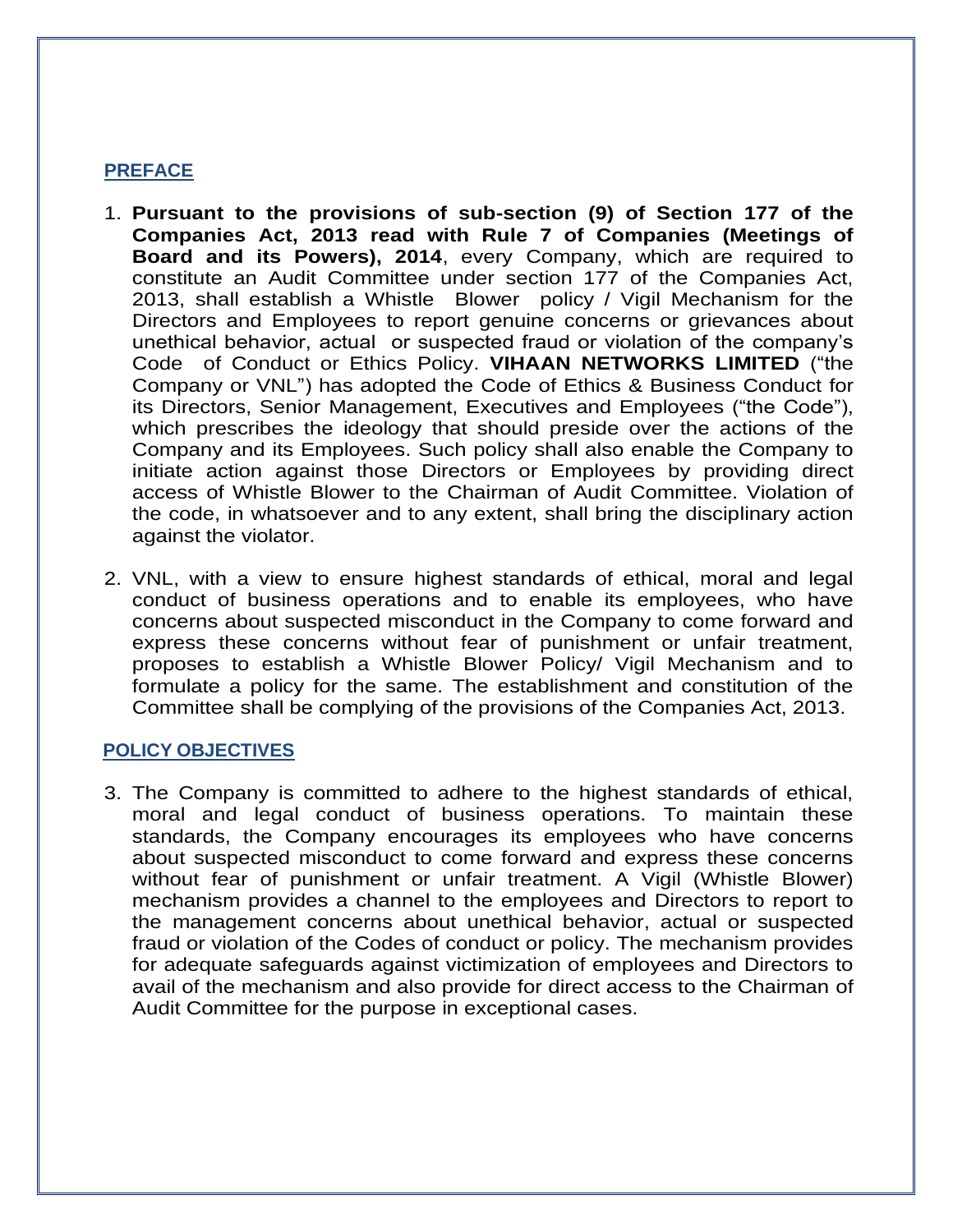## PREFACE

1. **Pursuant to the provisions of sub-section (9) of Section 177 of the Companies Act, 2013 read with Rule 7 of Companies (Meetings of Board and its Powers), 2014**, every Company, which are required to constitute an Audit Committee under section 177 of the Companies Act, 2013, shall establish a Whistle Blower policy / Vigil Mechanism for the Directors and Employees to report genuine concerns or grievances about unethical behavior, actual or suspected fraud or violation of the company's Code of Conduct or Ethics Policy. **VIHAAN NETWORKS LIMITED** ("the Company or VNL") has adopted the Code of Ethics & Business Conduct for its Directors, Senior Management, Executives and Employees ("the Code"), which prescribes the ideology that should preside over the actions of the Company and its Employees. Such policy shall also enable the Company to initiate action against those Directors or Employees by providing direct access of Whistle Blower to the Chairman of Audit Committee. Violation of the code, in whatsoever and to any extent, shall bring the disciplinary action against the violator.

2. VNL, with a view to ensure highest standards of ethical, moral and legal conduct of business operations and to enable its employees, who have concerns about suspected misconduct in the Company to come forward and express these concerns without fear of punishment or unfair treatment, proposes to establish a Whistle Blower Policy/ Vigil Mechanism and to formulate a policy for the same. The establishment and constitution of the Committee shall be complying of the provisions of the Companies Act, 2013.

## POLICY OBJECTIVES

3. The Company is committed to adhere to the highest standards of ethical, moral and legal conduct of business operations. To maintain these standards, the Company encourages its employees who have concerns about suspected misconduct to come forward and express these concerns without fear of punishment or unfair treatment. A Vigil (Whistle Blower) mechanism provides a channel to the employees and Directors to report to the management concerns about unethical behavior, actual or suspected fraud or violation of the Codes of conduct or policy. The mechanism provides for adequate safeguards against victimization of employees and Directors to avail of the mechanism and also provide for direct access to the Chairman of Audit Committee for the purpose in exceptional cases.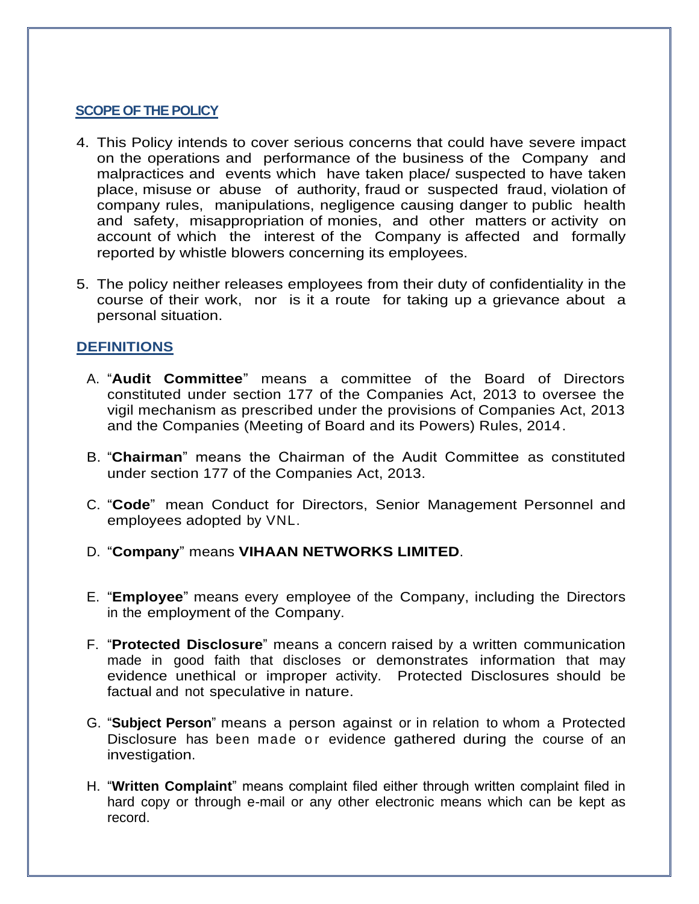## SCOPE OF THE POLICY

4. This Policy intends to cover serious concerns that could have severe impact on the operations and performance of the business of the Company and malpractices and events which have taken place/ suspected to have taken place, misuse or abuse of authority, fraud or suspected fraud, violation of company rules, manipulations, negligence causing danger to public health and safety, misappropriation of monies, and other matters or activity on account of which the interest of the Company is affected and formally reported by whistle blowers concerning its employees.

5. The policy neither releases employees from their duty of confidentiality in the course of their work, nor is it a route for taking up a grievance about a personal situation.

## DEFINITIONS

A. "**Audit Committee**" means a committee of the Board of Directors constituted under section 177 of the Companies Act, 2013 to oversee the vigil mechanism as prescribed under the provisions of Companies Act, 2013 and the Companies (Meeting of Board and its Powers) Rules, 2014.

B. "**Chairman**" means the Chairman of the Audit Committee as constituted under section 177 of the Companies Act, 2013.

C. "**Code**" mean Conduct for Directors, Senior Management Personnel and employees adopted by VNL.

D. "**Company**" means **VIHAAN NETWORKS LIMITED**.

E. "**Employee**" means every employee of the Company, including the Directors in the employment of the Company.

F. "**Protected Disclosure**" means a concern raised by a written communication made in good faith that discloses or demonstrates information that may evidence unethical or improper activity. Protected Disclosures should be factual and not speculative in nature.

G. "**Subject Person**" means a person against or in relation to whom a Protected Disclosure has been made or evidence gathered during the course of an investigation.

H. "**Written Complaint**" means complaint filed either through written complaint filed in hard copy or through e-mail or any other electronic means which can be kept as record.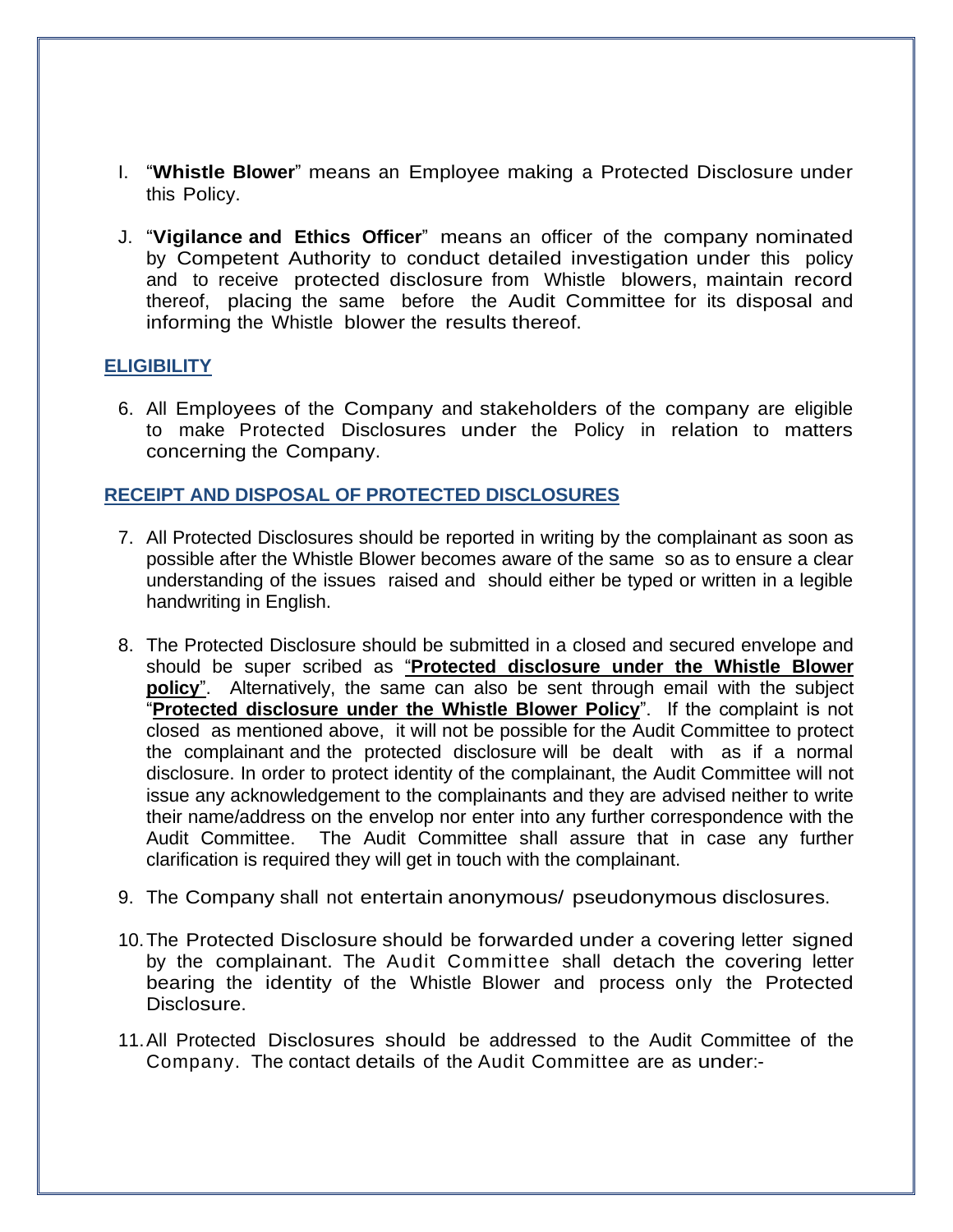I. "**Whistle Blower**" means an Employee making a Protected Disclosure under this Policy.

J. "**Vigilance and Ethics Officer**" means an officer of the company nominated by Competent Authority to conduct detailed investigation under this policy and to receive protected disclosure from Whistle blowers, maintain record thereof, placing the same before the Audit Committee for its disposal and informing the Whistle blower the results thereof.

## ELIGIBILITY

6. All Employees of the Company and stakeholders of the company are eligible to make Protected Disclosures under the Policy in relation to matters concerning the Company.

## RECEIPT AND DISPOSAL OF PROTECTED DISCLOSURES

7. All Protected Disclosures should be reported in writing by the complainant as soon as possible after the Whistle Blower becomes aware of the same so as to ensure a clear understanding of the issues raised and should either be typed or written in a legible handwriting in English.

8. The Protected Disclosure should be submitted in a closed and secured envelope and should be super scribed as "**Protected disclosure under the Whistle Blower policy**". Alternatively, the same can also be sent through email with the subject "**Protected disclosure under the Whistle Blower Policy**". If the complaint is not closed as mentioned above, it will not be possible for the Audit Committee to protect the complainant and the protected disclosure will be dealt with as if a normal disclosure. In order to protect identity of the complainant, the Audit Committee will not issue any acknowledgement to the complainants and they are advised neither to write their name/address on the envelop nor enter into any further correspondence with the Audit Committee. The Audit Committee shall assure that in case any further clarification is required they will get in touch with the complainant.

9. The Company shall not entertain anonymous/ pseudonymous disclosures.

10. The Protected Disclosure should be forwarded under a covering letter signed by the complainant. The Audit Committee shall detach the covering letter bearing the identity of the Whistle Blower and process only the Protected Disclosure.

11. All Protected Disclosures should be addressed to the Audit Committee of the Company. The contact details of the Audit Committee are as under:-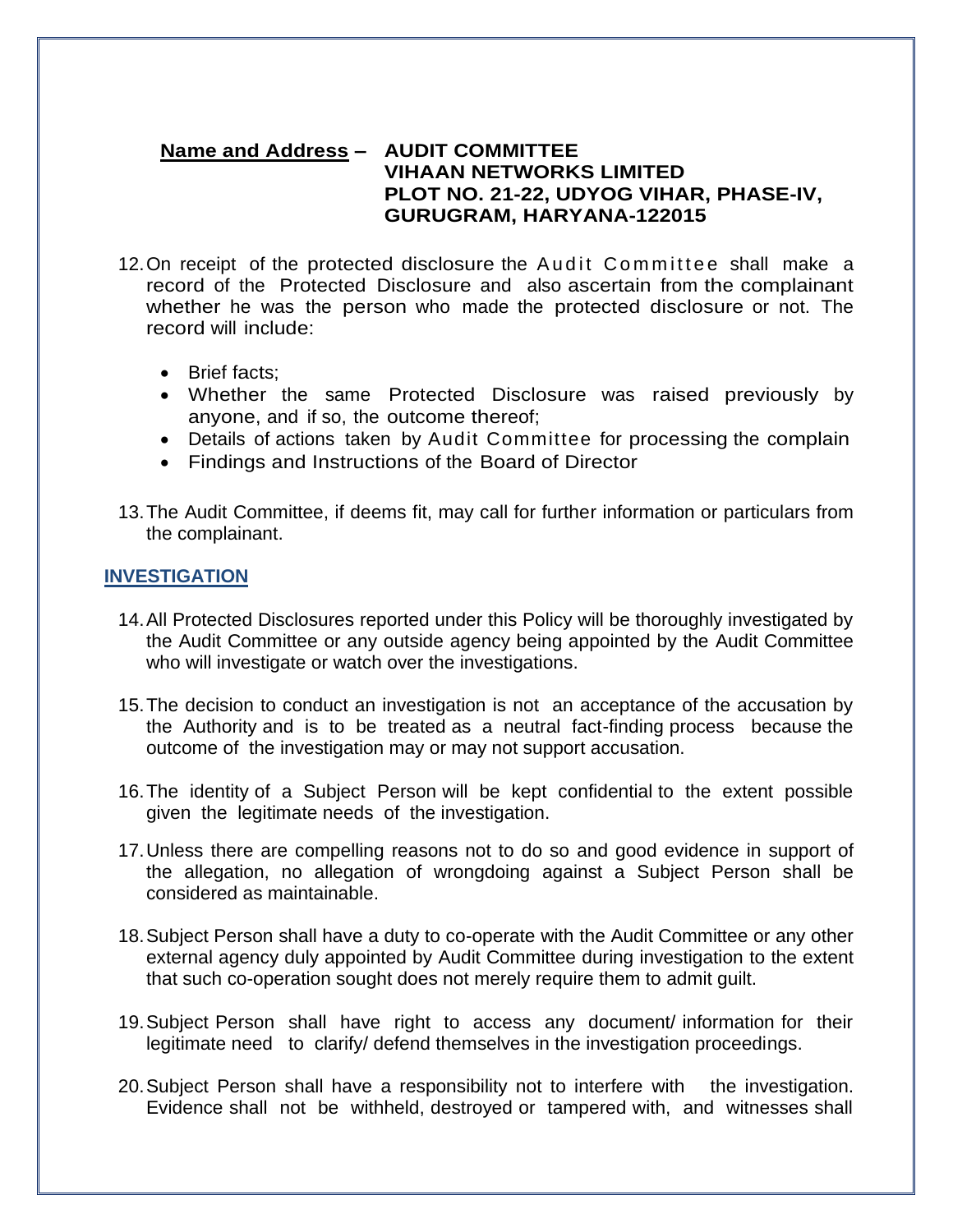**Name and Address** – **AUDIT COMMITTEE**
**VIHAAN NETWORKS LIMITED**
**PLOT NO. 21-22, UDYOG VIHAR, PHASE-IV,**
**GURUGRAM, HARYANA-122015**

12. On receipt of the protected disclosure the Audit Committee shall make a record of the Protected Disclosure and also ascertain from the complainant whether he was the person who made the protected disclosure or not. The record will include:

    - Brief facts;
    - Whether the same Protected Disclosure was raised previously by anyone, and if so, the outcome thereof;
    - Details of actions taken by Audit Committee for processing the complain
    - Findings and Instructions of the Board of Director

13. The Audit Committee, if deems fit, may call for further information or particulars from the complainant.

## INVESTIGATION

14. All Protected Disclosures reported under this Policy will be thoroughly investigated by the Audit Committee or any outside agency being appointed by the Audit Committee who will investigate or watch over the investigations.

15. The decision to conduct an investigation is not an acceptance of the accusation by the Authority and is to be treated as a neutral fact-finding process because the outcome of the investigation may or may not support accusation.

16. The identity of a Subject Person will be kept confidential to the extent possible given the legitimate needs of the investigation.

17. Unless there are compelling reasons not to do so and good evidence in support of the allegation, no allegation of wrongdoing against a Subject Person shall be considered as maintainable.

18. Subject Person shall have a duty to co-operate with the Audit Committee or any other external agency duly appointed by Audit Committee during investigation to the extent that such co-operation sought does not merely require them to admit guilt.

19. Subject Person shall have right to access any document/ information for their legitimate need to clarify/ defend themselves in the investigation proceedings.

20. Subject Person shall have a responsibility not to interfere with the investigation. Evidence shall not be withheld, destroyed or tampered with, and witnesses shall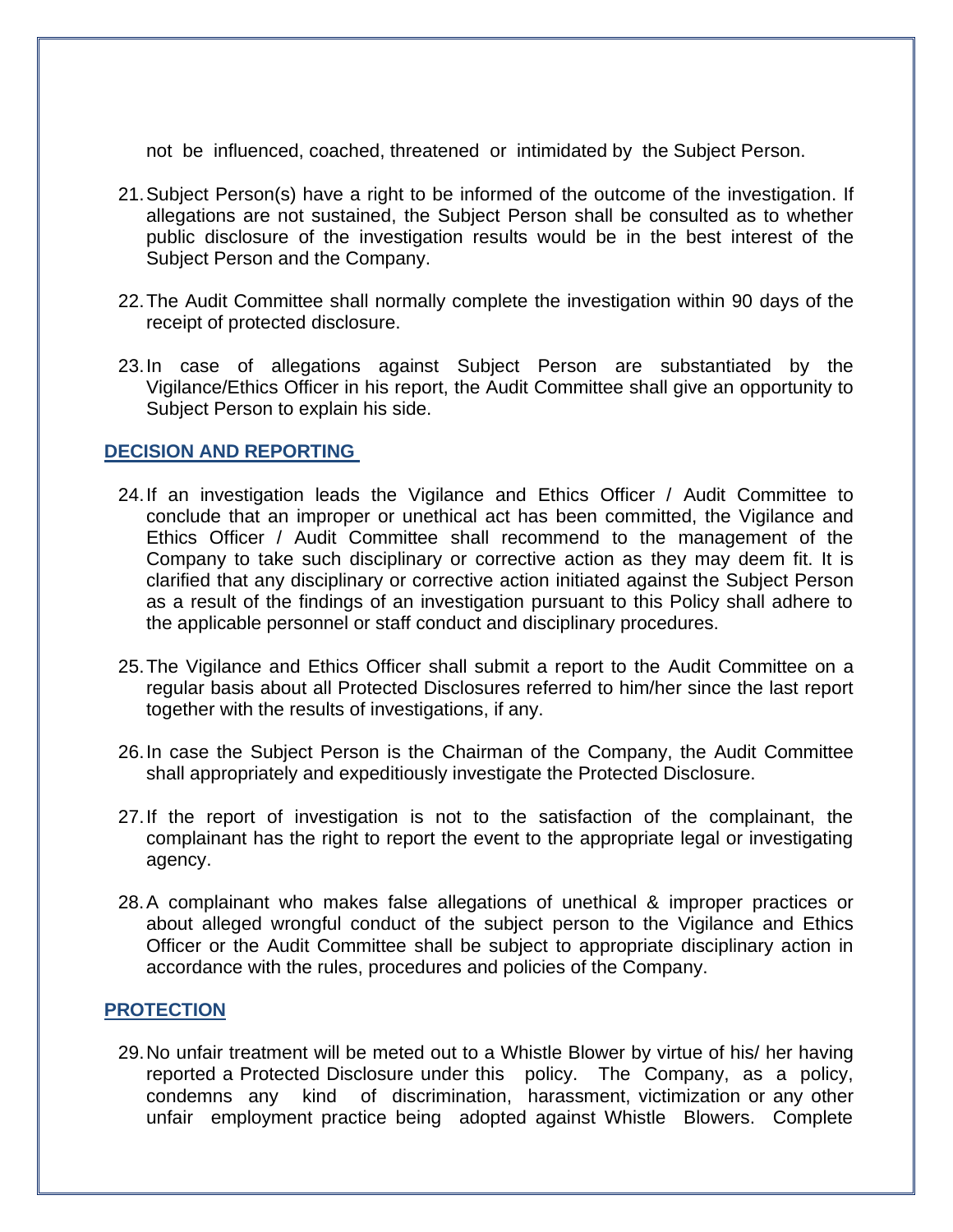not be influenced, coached, threatened or intimidated by the Subject Person.

21. Subject Person(s) have a right to be informed of the outcome of the investigation. If allegations are not sustained, the Subject Person shall be consulted as to whether public disclosure of the investigation results would be in the best interest of the Subject Person and the Company.

22. The Audit Committee shall normally complete the investigation within 90 days of the receipt of protected disclosure.

23. In case of allegations against Subject Person are substantiated by the Vigilance/Ethics Officer in his report, the Audit Committee shall give an opportunity to Subject Person to explain his side.

## DECISION AND REPORTING

24. If an investigation leads the Vigilance and Ethics Officer / Audit Committee to conclude that an improper or unethical act has been committed, the Vigilance and Ethics Officer / Audit Committee shall recommend to the management of the Company to take such disciplinary or corrective action as they may deem fit. It is clarified that any disciplinary or corrective action initiated against the Subject Person as a result of the findings of an investigation pursuant to this Policy shall adhere to the applicable personnel or staff conduct and disciplinary procedures.

25. The Vigilance and Ethics Officer shall submit a report to the Audit Committee on a regular basis about all Protected Disclosures referred to him/her since the last report together with the results of investigations, if any.

26. In case the Subject Person is the Chairman of the Company, the Audit Committee shall appropriately and expeditiously investigate the Protected Disclosure.

27. If the report of investigation is not to the satisfaction of the complainant, the complainant has the right to report the event to the appropriate legal or investigating agency.

28. A complainant who makes false allegations of unethical & improper practices or about alleged wrongful conduct of the subject person to the Vigilance and Ethics Officer or the Audit Committee shall be subject to appropriate disciplinary action in accordance with the rules, procedures and policies of the Company.

## PROTECTION

29. No unfair treatment will be meted out to a Whistle Blower by virtue of his/ her having reported a Protected Disclosure under this policy. The Company, as a policy, condemns any kind of discrimination, harassment, victimization or any other unfair employment practice being adopted against Whistle Blowers. Complete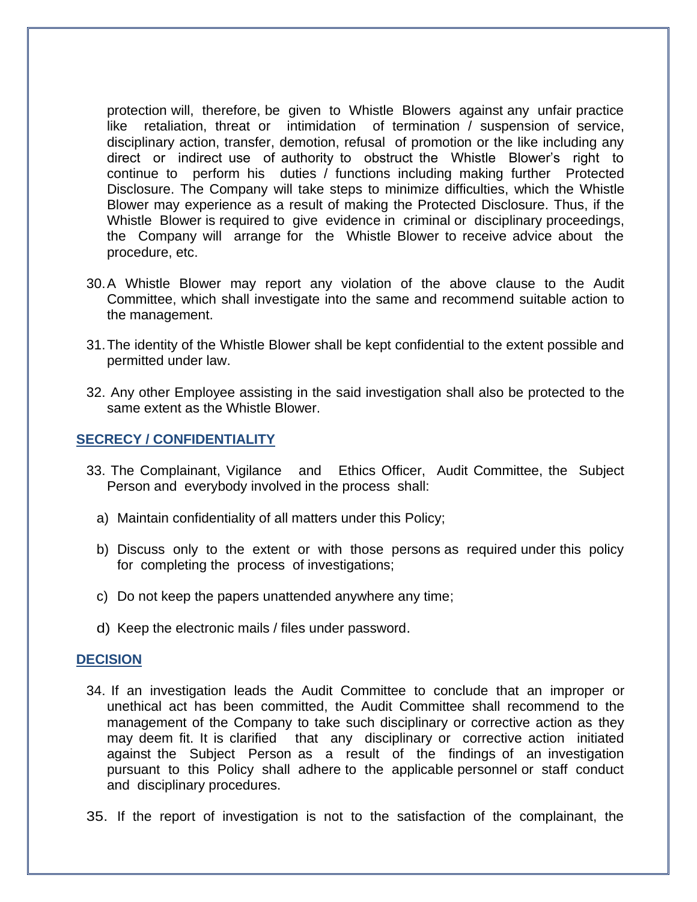protection will, therefore, be given to Whistle Blowers against any unfair practice like retaliation, threat or intimidation of termination / suspension of service, disciplinary action, transfer, demotion, refusal of promotion or the like including any direct or indirect use of authority to obstruct the Whistle Blower's right to continue to perform his duties / functions including making further Protected Disclosure. The Company will take steps to minimize difficulties, which the Whistle Blower may experience as a result of making the Protected Disclosure. Thus, if the Whistle Blower is required to give evidence in criminal or disciplinary proceedings, the Company will arrange for the Whistle Blower to receive advice about the procedure, etc.

30. A Whistle Blower may report any violation of the above clause to the Audit Committee, which shall investigate into the same and recommend suitable action to the management.

31. The identity of the Whistle Blower shall be kept confidential to the extent possible and permitted under law.

32. Any other Employee assisting in the said investigation shall also be protected to the same extent as the Whistle Blower.

## SECRECY / CONFIDENTIALITY

33. The Complainant, Vigilance and Ethics Officer, Audit Committee, the Subject Person and everybody involved in the process shall:

    a) Maintain confidentiality of all matters under this Policy;

    b) Discuss only to the extent or with those persons as required under this policy for completing the process of investigations;

    c) Do not keep the papers unattended anywhere any time;

    d) Keep the electronic mails / files under password.

## DECISION

34. If an investigation leads the Audit Committee to conclude that an improper or unethical act has been committed, the Audit Committee shall recommend to the management of the Company to take such disciplinary or corrective action as they may deem fit. It is clarified that any disciplinary or corrective action initiated against the Subject Person as a result of the findings of an investigation pursuant to this Policy shall adhere to the applicable personnel or staff conduct and disciplinary procedures.

35. If the report of investigation is not to the satisfaction of the complainant, the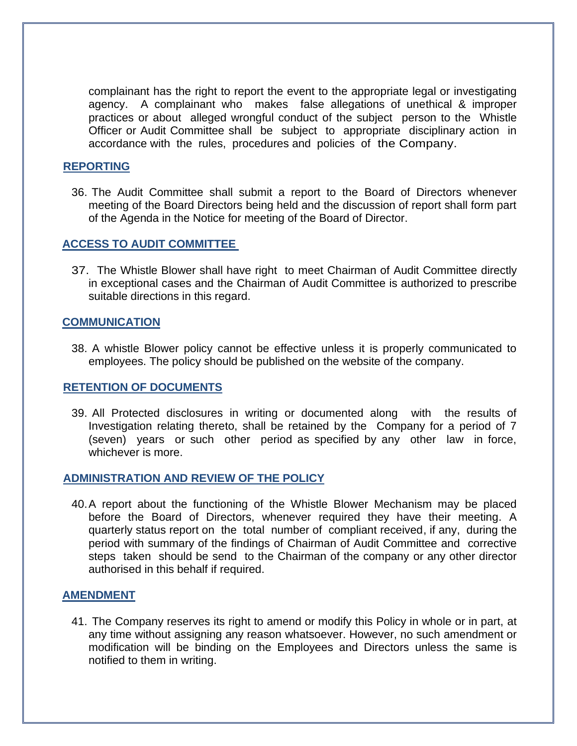complainant has the right to report the event to the appropriate legal or investigating agency. A complainant who makes false allegations of unethical & improper practices or about alleged wrongful conduct of the subject person to the Whistle Officer or Audit Committee shall be subject to appropriate disciplinary action in accordance with the rules, procedures and policies of the Company.

## REPORTING

36. The Audit Committee shall submit a report to the Board of Directors whenever meeting of the Board Directors being held and the discussion of report shall form part of the Agenda in the Notice for meeting of the Board of Director.

## ACCESS TO AUDIT COMMITTEE

37. The Whistle Blower shall have right to meet Chairman of Audit Committee directly in exceptional cases and the Chairman of Audit Committee is authorized to prescribe suitable directions in this regard.

## COMMUNICATION

38. A whistle Blower policy cannot be effective unless it is properly communicated to employees. The policy should be published on the website of the company.

## RETENTION OF DOCUMENTS

39. All Protected disclosures in writing or documented along with the results of Investigation relating thereto, shall be retained by the Company for a period of 7 (seven) years or such other period as specified by any other law in force, whichever is more.

## ADMINISTRATION AND REVIEW OF THE POLICY

40. A report about the functioning of the Whistle Blower Mechanism may be placed before the Board of Directors, whenever required they have their meeting. A quarterly status report on the total number of compliant received, if any, during the period with summary of the findings of Chairman of Audit Committee and corrective steps taken should be send to the Chairman of the company or any other director authorised in this behalf if required.

## AMENDMENT

41. The Company reserves its right to amend or modify this Policy in whole or in part, at any time without assigning any reason whatsoever. However, no such amendment or modification will be binding on the Employees and Directors unless the same is notified to them in writing.